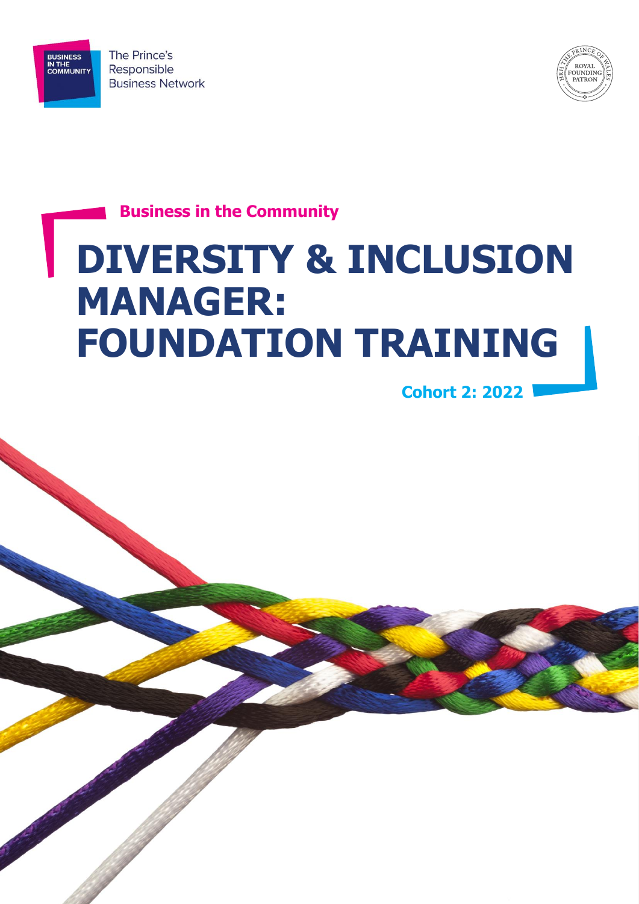BUSINESS IN THE COMMUNITY

The Prince's Responsible Business Network

HRH THE PRINCE OF WALES ROYAL FOUNDING PATRON

**Business in the Community**

# DIVERSITY & INCLUSION MANAGER: FOUNDATION TRAINING

**Cohort 2: 2022**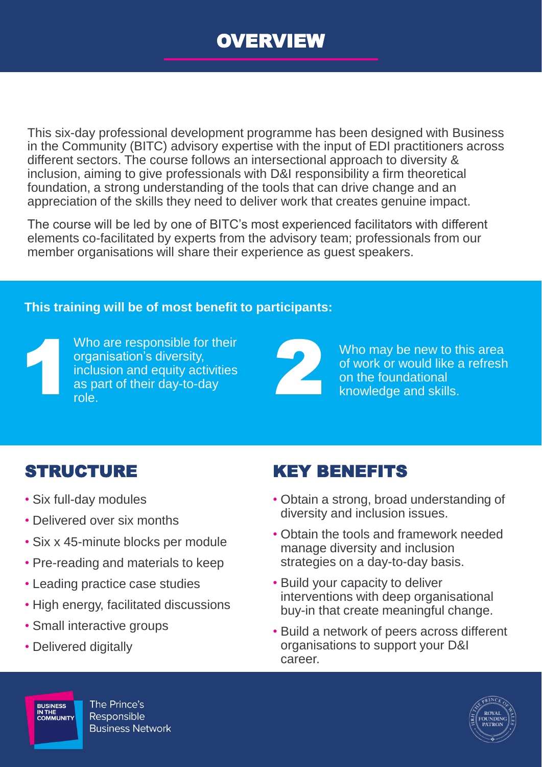# OVERVIEW

This six-day professional development programme has been designed with Business in the Community (BITC) advisory expertise with the input of EDI practitioners across different sectors. The course follows an intersectional approach to diversity & inclusion, aiming to give professionals with D&I responsibility a firm theoretical foundation, a strong understanding of the tools that can drive change and an appreciation of the skills they need to deliver work that creates genuine impact.

The course will be led by one of BITC's most experienced facilitators with different elements co-facilitated by experts from the advisory team; professionals from our member organisations will share their experience as guest speakers.

**This training will be of most benefit to participants:**

1. Who are responsible for their organisation's diversity, inclusion and equity activities as part of their day-to-day role.
2. Who may be new to this area of work or would like a refresh on the foundational knowledge and skills.

## STRUCTURE

- Six full-day modules
- Delivered over six months
- Six x 45-minute blocks per module
- Pre-reading and materials to keep
- Leading practice case studies
- High energy, facilitated discussions
- Small interactive groups
- Delivered digitally

## KEY BENEFITS

- Obtain a strong, broad understanding of diversity and inclusion issues.
- Obtain the tools and framework needed manage diversity and inclusion strategies on a day-to-day basis.
- Build your capacity to deliver interventions with deep organisational buy-in that create meaningful change.
- Build a network of peers across different organisations to support your D&I career.

BUSINESS IN THE COMMUNITY

The Prince's Responsible Business Network

ROYAL FOUNDING PATRON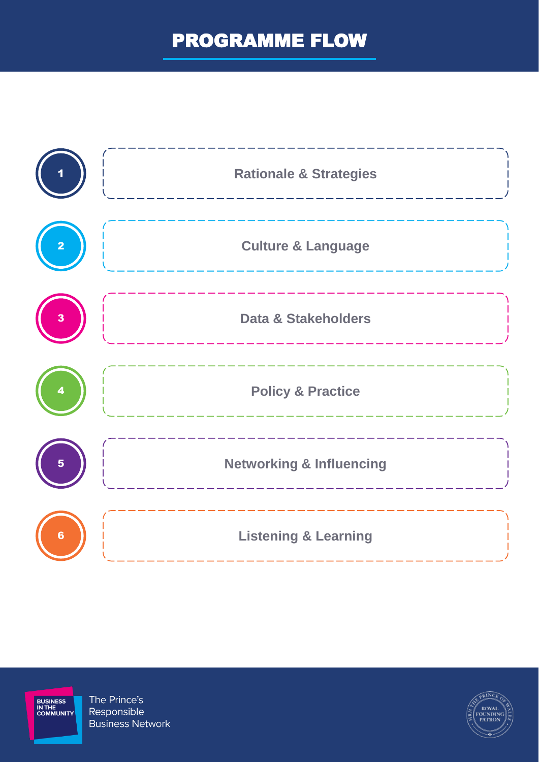# PROGRAMME FLOW

1. Rationale & Strategies
2. Culture & Language
3. Data & Stakeholders
4. Policy & Practice
5. Networking & Influencing
6. Listening & Learning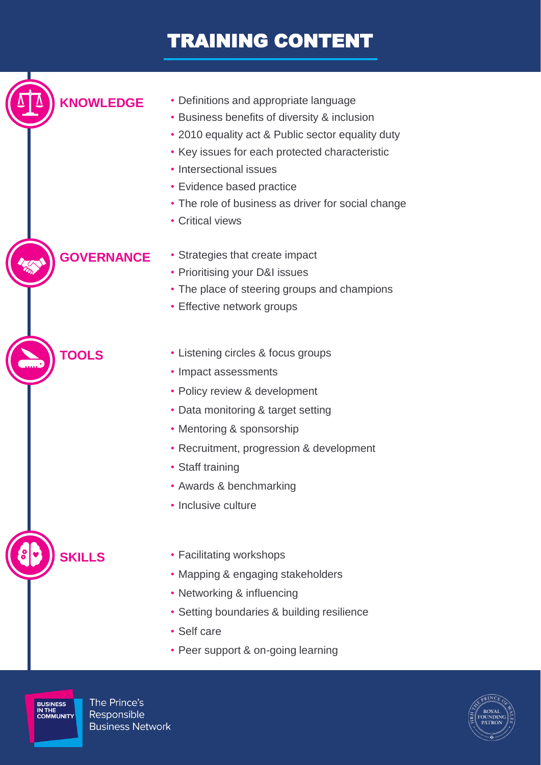# TRAINING CONTENT

## KNOWLEDGE

- Definitions and appropriate language
- Business benefits of diversity & inclusion
- 2010 equality act & Public sector equality duty
- Key issues for each protected characteristic
- Intersectional issues
- Evidence based practice
- The role of business as driver for social change
- Critical views

## GOVERNANCE

- Strategies that create impact
- Prioritising your D&I issues
- The place of steering groups and champions
- Effective network groups

## TOOLS

- Listening circles & focus groups
- Impact assessments
- Policy review & development
- Data monitoring & target setting
- Mentoring & sponsorship
- Recruitment, progression & development
- Staff training
- Awards & benchmarking
- Inclusive culture

## SKILLS

- Facilitating workshops
- Mapping & engaging stakeholders
- Networking & influencing
- Setting boundaries & building resilience
- Self care
- Peer support & on-going learning

BUSINESS IN THE COMMUNITY

The Prince's Responsible Business Network

HRH THE PRINCE OF WALES ROYAL FOUNDING PATRON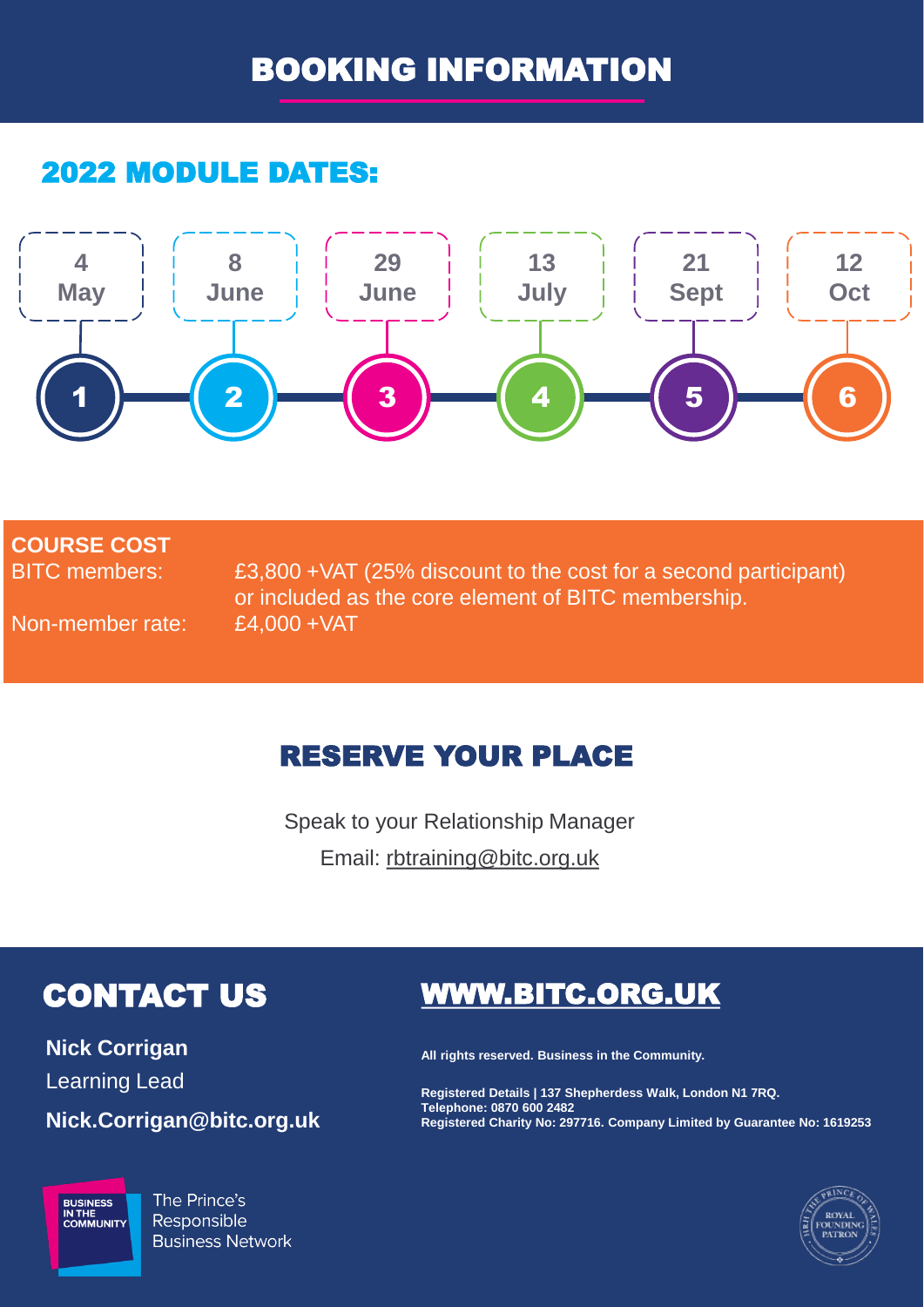# BOOKING INFORMATION

## 2022 MODULE DATES:

1. 4 May
2. 8 June
3. 29 June
4. 13 July
5. 21 Sept
6. 12 Oct

**COURSE COST**

BITC members: £3,800 +VAT (25% discount to the cost for a second participant) or included as the core element of BITC membership.

Non-member rate: £4,000 +VAT

## RESERVE YOUR PLACE

Speak to your Relationship Manager

Email: rbtraining@bitc.org.uk

## CONTACT US

**Nick Corrigan**

Learning Lead

**Nick.Corrigan@bitc.org.uk**

## WWW.BITC.ORG.UK

**All rights reserved. Business in the Community.**

**Registered Details | 137 Shepherdess Walk, London N1 7RQ.**
**Telephone: 0870 600 2482**
**Registered Charity No: 297716. Company Limited by Guarantee No: 1619253**

BUSINESS IN THE COMMUNITY

The Prince's Responsible Business Network

HRH THE PRINCE OF WALES ROYAL FOUNDING PATRON